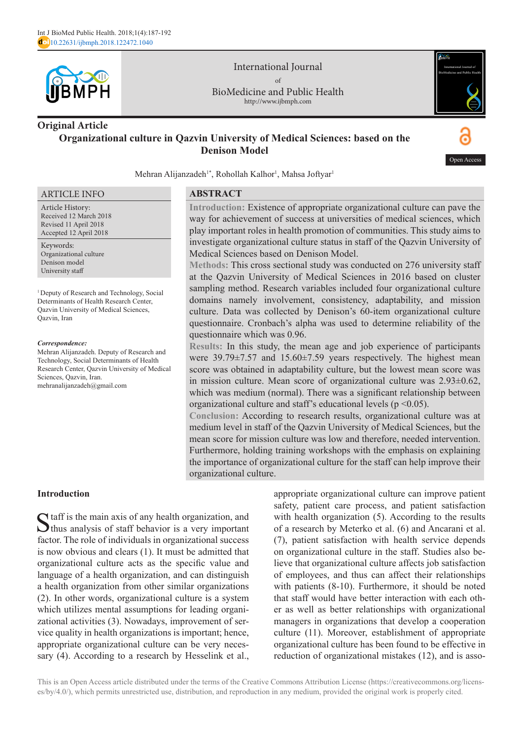Original Article

# Organizational culture in Qazvin University of Medical Sciences: based on the Denison Model

Mehran Alijanzadeh[1*], Rohollah Kalhor[1], Mahsa Joftyar[1]

## ARTICLE INFO

Article History:
Received 12 March 2018
Revised 11 April 2018
Accepted 12 April 2018

Keywords:
Organizational culture
Denison model
University staff

[1] Deputy of Research and Technology, Social Determinants of Health Research Center, Qazvin University of Medical Sciences, Qazvin, Iran

***Correspondence:***
Mehran Alijanzadeh. Deputy of Research and Technology, Social Determinants of Health Research Center, Qazvin University of Medical Sciences, Qazvin, Iran.
mehranalijanzadeh@gmail.com

## ABSTRACT

**Introduction:** Existence of appropriate organizational culture can pave the way for achievement of success at universities of medical sciences, which play important roles in health promotion of communities. This study aims to investigate organizational culture status in staff of the Qazvin University of Medical Sciences based on Denison Model.

**Methods:** This cross sectional study was conducted on 276 university staff at the Qazvin University of Medical Sciences in 2016 based on cluster sampling method. Research variables included four organizational culture domains namely involvement, consistency, adaptability, and mission culture. Data was collected by Denison's 60-item organizational culture questionnaire. Cronbach's alpha was used to determine reliability of the questionnaire which was 0.96.

**Results:** In this study, the mean age and job experience of participants were 39.79±7.57 and 15.60±7.59 years respectively. The highest mean score was obtained in adaptability culture, but the lowest mean score was in mission culture. Mean score of organizational culture was 2.93±0.62, which was medium (normal). There was a significant relationship between organizational culture and staff's educational levels ($p < 0.05$).

**Conclusion:** According to research results, organizational culture was at medium level in staff of the Qazvin University of Medical Sciences, but the mean score for mission culture was low and therefore, needed intervention. Furthermore, holding training workshops with the emphasis on explaining the importance of organizational culture for the staff can help improve their organizational culture.

## Introduction

Staff is the main axis of any health organization, and thus analysis of staff behavior is a very important factor. The role of individuals in organizational success is now obvious and clears (1). It must be admitted that organizational culture acts as the specific value and language of a health organization, and can distinguish a health organization from other similar organizations (2). In other words, organizational culture is a system which utilizes mental assumptions for leading organizational activities (3). Nowadays, improvement of service quality in health organizations is important; hence, appropriate organizational culture can be very necessary (4). According to a research by Hesselink et al., appropriate organizational culture can improve patient safety, patient care process, and patient satisfaction with health organization (5). According to the results of a research by Meterko et al. (6) and Ancarani et al. (7), patient satisfaction with health service depends on organizational culture in the staff. Studies also believe that organizational culture affects job satisfaction of employees, and thus can affect their relationships with patients (8-10). Furthermore, it should be noted that staff would have better interaction with each other as well as better relationships with organizational managers in organizations that develop a cooperation culture (11). Moreover, establishment of appropriate organizational culture has been found to be effective in reduction of organizational mistakes (12), and is asso-

This is an Open Access article distributed under the terms of the Creative Commons Attribution License (https://creativecommons.org/licenses/by/4.0/), which permits unrestricted use, distribution, and reproduction in any medium, provided the original work is properly cited.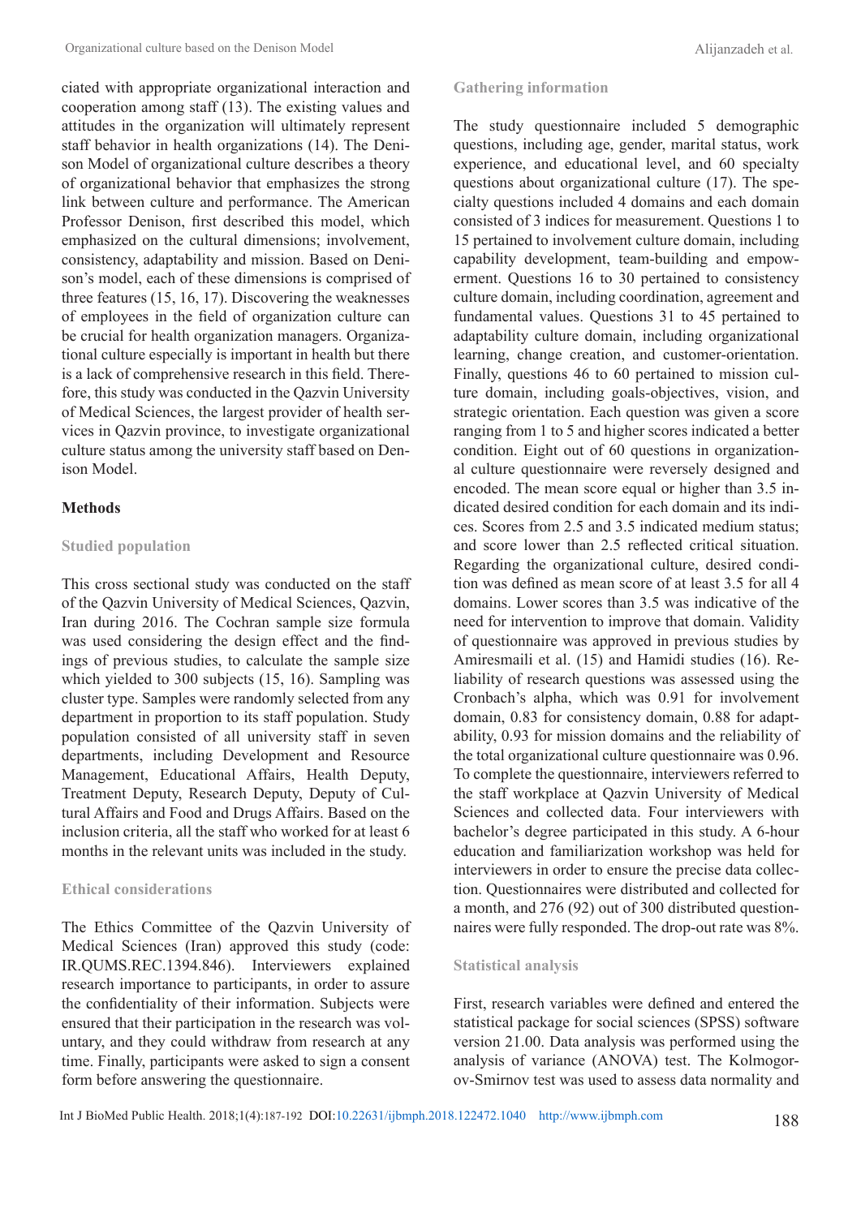ciated with appropriate organizational interaction and cooperation among staff (13). The existing values and attitudes in the organization will ultimately represent staff behavior in health organizations (14). The Denison Model of organizational culture describes a theory of organizational behavior that emphasizes the strong link between culture and performance. The American Professor Denison, first described this model, which emphasized on the cultural dimensions; involvement, consistency, adaptability and mission. Based on Denison's model, each of these dimensions is comprised of three features (15, 16, 17). Discovering the weaknesses of employees in the field of organization culture can be crucial for health organization managers. Organizational culture especially is important in health but there is a lack of comprehensive research in this field. Therefore, this study was conducted in the Qazvin University of Medical Sciences, the largest provider of health services in Qazvin province, to investigate organizational culture status among the university staff based on Denison Model.

## Methods

### Studied population

This cross sectional study was conducted on the staff of the Qazvin University of Medical Sciences, Qazvin, Iran during 2016. The Cochran sample size formula was used considering the design effect and the findings of previous studies, to calculate the sample size which yielded to 300 subjects (15, 16). Sampling was cluster type. Samples were randomly selected from any department in proportion to its staff population. Study population consisted of all university staff in seven departments, including Development and Resource Management, Educational Affairs, Health Deputy, Treatment Deputy, Research Deputy, Deputy of Cultural Affairs and Food and Drugs Affairs. Based on the inclusion criteria, all the staff who worked for at least 6 months in the relevant units was included in the study.

### Ethical considerations

The Ethics Committee of the Qazvin University of Medical Sciences (Iran) approved this study (code: IR.QUMS.REC.1394.846). Interviewers explained research importance to participants, in order to assure the confidentiality of their information. Subjects were ensured that their participation in the research was voluntary, and they could withdraw from research at any time. Finally, participants were asked to sign a consent form before answering the questionnaire.

### Gathering information

The study questionnaire included 5 demographic questions, including age, gender, marital status, work experience, and educational level, and 60 specialty questions about organizational culture (17). The specialty questions included 4 domains and each domain consisted of 3 indices for measurement. Questions 1 to 15 pertained to involvement culture domain, including capability development, team-building and empowerment. Questions 16 to 30 pertained to consistency culture domain, including coordination, agreement and fundamental values. Questions 31 to 45 pertained to adaptability culture domain, including organizational learning, change creation, and customer-orientation. Finally, questions 46 to 60 pertained to mission culture domain, including goals-objectives, vision, and strategic orientation. Each question was given a score ranging from 1 to 5 and higher scores indicated a better condition. Eight out of 60 questions in organizational culture questionnaire were reversely designed and encoded. The mean score equal or higher than 3.5 indicated desired condition for each domain and its indices. Scores from 2.5 and 3.5 indicated medium status; and score lower than 2.5 reflected critical situation. Regarding the organizational culture, desired condition was defined as mean score of at least 3.5 for all 4 domains. Lower scores than 3.5 was indicative of the need for intervention to improve that domain. Validity of questionnaire was approved in previous studies by Amiresmaili et al. (15) and Hamidi studies (16). Reliability of research questions was assessed using the Cronbach's alpha, which was 0.91 for involvement domain, 0.83 for consistency domain, 0.88 for adaptability, 0.93 for mission domains and the reliability of the total organizational culture questionnaire was 0.96. To complete the questionnaire, interviewers referred to the staff workplace at Qazvin University of Medical Sciences and collected data. Four interviewers with bachelor's degree participated in this study. A 6-hour education and familiarization workshop was held for interviewers in order to ensure the precise data collection. Questionnaires were distributed and collected for a month, and 276 (92) out of 300 distributed questionnaires were fully responded. The drop-out rate was 8%.

### Statistical analysis

First, research variables were defined and entered the statistical package for social sciences (SPSS) software version 21.00. Data analysis was performed using the analysis of variance (ANOVA) test. The Kolmogorov-Smirnov test was used to assess data normality and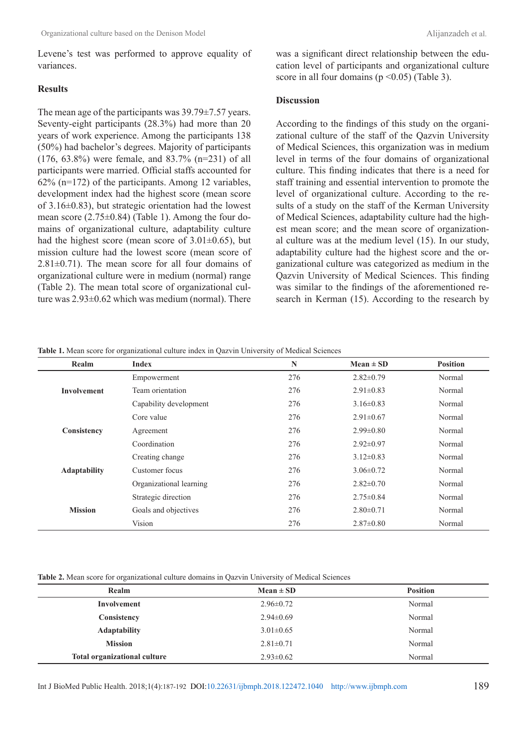Levene's test was performed to approve equality of variances.

## Results

The mean age of the participants was 39.79±7.57 years. Seventy-eight participants (28.3%) had more than 20 years of work experience. Among the participants 138 (50%) had bachelor's degrees. Majority of participants (176, 63.8%) were female, and 83.7% (n=231) of all participants were married. Official staffs accounted for 62% (n=172) of the participants. Among 12 variables, development index had the highest score (mean score of 3.16±0.83), but strategic orientation had the lowest mean score (2.75±0.84) (Table 1). Among the four domains of organizational culture, adaptability culture had the highest score (mean score of 3.01±0.65), but mission culture had the lowest score (mean score of 2.81±0.71). The mean score for all four domains of organizational culture were in medium (normal) range (Table 2). The mean total score of organizational culture was 2.93±0.62 which was medium (normal). There was a significant direct relationship between the education level of participants and organizational culture score in all four domains ($p < 0.05$) (Table 3).

## Discussion

According to the findings of this study on the organizational culture of the staff of the Qazvin University of Medical Sciences, this organization was in medium level in terms of the four domains of organizational culture. This finding indicates that there is a need for staff training and essential intervention to promote the level of organizational culture. According to the results of a study on the staff of the Kerman University of Medical Sciences, adaptability culture had the highest mean score; and the mean score of organizational culture was at the medium level (15). In our study, adaptability culture had the highest score and the organizational culture was categorized as medium in the Qazvin University of Medical Sciences. This finding was similar to the findings of the aforementioned research in Kerman (15). According to the research by

**Table 1.** Mean score for organizational culture index in Qazvin University of Medical Sciences

| Realm | Index | N | Mean ± SD | Position |
|---|---|---|---|---|
| **Involvement** | Empowerment | 276 | 2.82±0.79 | Normal |
| | Team orientation | 276 | 2.91±0.83 | Normal |
| | Capability development | 276 | 3.16±0.83 | Normal |
| **Consistency** | Core value | 276 | 2.91±0.67 | Normal |
| | Agreement | 276 | 2.99±0.80 | Normal |
| | Coordination | 276 | 2.92±0.97 | Normal |
| **Adaptability** | Creating change | 276 | 3.12±0.83 | Normal |
| | Customer focus | 276 | 3.06±0.72 | Normal |
| | Organizational learning | 276 | 2.82±0.70 | Normal |
| **Mission** | Strategic direction | 276 | 2.75±0.84 | Normal |
| | Goals and objectives | 276 | 2.80±0.71 | Normal |
| | Vision | 276 | 2.87±0.80 | Normal |

**Table 2.** Mean score for organizational culture domains in Qazvin University of Medical Sciences

| Realm | Mean ± SD | Position |
|---|---|---|
| **Involvement** | 2.96±0.72 | Normal |
| **Consistency** | 2.94±0.69 | Normal |
| **Adaptability** | 3.01±0.65 | Normal |
| **Mission** | 2.81±0.71 | Normal |
| **Total organizational culture** | 2.93±0.62 | Normal |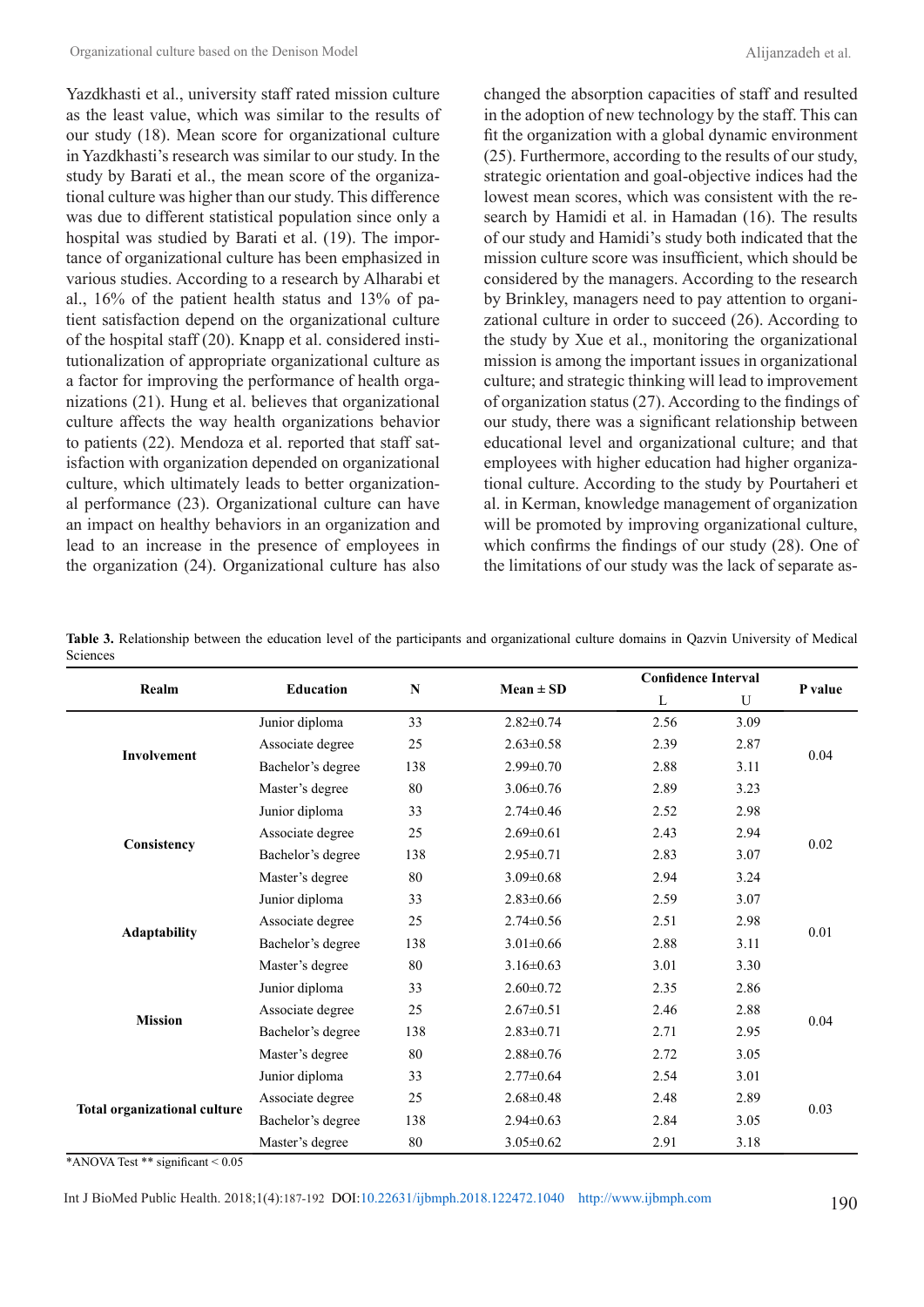Yazdkhasti et al., university staff rated mission culture as the least value, which was similar to the results of our study (18). Mean score for organizational culture in Yazdkhasti's research was similar to our study. In the study by Barati et al., the mean score of the organizational culture was higher than our study. This difference was due to different statistical population since only a hospital was studied by Barati et al. (19). The importance of organizational culture has been emphasized in various studies. According to a research by Alharabi et al., 16% of the patient health status and 13% of patient satisfaction depend on the organizational culture of the hospital staff (20). Knapp et al. considered institutionalization of appropriate organizational culture as a factor for improving the performance of health organizations (21). Hung et al. believes that organizational culture affects the way health organizations behavior to patients (22). Mendoza et al. reported that staff satisfaction with organization depended on organizational culture, which ultimately leads to better organizational performance (23). Organizational culture can have an impact on healthy behaviors in an organization and lead to an increase in the presence of employees in the organization (24). Organizational culture has also changed the absorption capacities of staff and resulted in the adoption of new technology by the staff. This can fit the organization with a global dynamic environment (25). Furthermore, according to the results of our study, strategic orientation and goal-objective indices had the lowest mean scores, which was consistent with the research by Hamidi et al. in Hamadan (16). The results of our study and Hamidi's study both indicated that the mission culture score was insufficient, which should be considered by the managers. According to the research by Brinkley, managers need to pay attention to organizational culture in order to succeed (26). According to the study by Xue et al., monitoring the organizational mission is among the important issues in organizational culture; and strategic thinking will lead to improvement of organization status (27). According to the findings of our study, there was a significant relationship between educational level and organizational culture; and that employees with higher education had higher organizational culture. According to the study by Pourtaheri et al. in Kerman, knowledge management of organization will be promoted by improving organizational culture, which confirms the findings of our study (28). One of the limitations of our study was the lack of separate as-

**Table 3.** Relationship between the education level of the participants and organizational culture domains in Qazvin University of Medical Sciences

| Realm | Education | N | Mean ± SD | Confidence Interval | | P value |
|---|---|---|---|---|---|---|
| | | | | L | U | |
| **Involvement** | Junior diploma | 33 | 2.82±0.74 | 2.56 | 3.09 | 0.04 |
| | Associate degree | 25 | 2.63±0.58 | 2.39 | 2.87 | |
| | Bachelor's degree | 138 | 2.99±0.70 | 2.88 | 3.11 | |
| | Master's degree | 80 | 3.06±0.76 | 2.89 | 3.23 | |
| **Consistency** | Junior diploma | 33 | 2.74±0.46 | 2.52 | 2.98 | 0.02 |
| | Associate degree | 25 | 2.69±0.61 | 2.43 | 2.94 | |
| | Bachelor's degree | 138 | 2.95±0.71 | 2.83 | 3.07 | |
| | Master's degree | 80 | 3.09±0.68 | 2.94 | 3.24 | |
| **Adaptability** | Junior diploma | 33 | 2.83±0.66 | 2.59 | 3.07 | 0.01 |
| | Associate degree | 25 | 2.74±0.56 | 2.51 | 2.98 | |
| | Bachelor's degree | 138 | 3.01±0.66 | 2.88 | 3.11 | |
| | Master's degree | 80 | 3.16±0.63 | 3.01 | 3.30 | |
| **Mission** | Junior diploma | 33 | 2.60±0.72 | 2.35 | 2.86 | 0.04 |
| | Associate degree | 25 | 2.67±0.51 | 2.46 | 2.88 | |
| | Bachelor's degree | 138 | 2.83±0.71 | 2.71 | 2.95 | |
| | Master's degree | 80 | 2.88±0.76 | 2.72 | 3.05 | |
| **Total organizational culture** | Junior diploma | 33 | 2.77±0.64 | 2.54 | 3.01 | 0.03 |
| | Associate degree | 25 | 2.68±0.48 | 2.48 | 2.89 | |
| | Bachelor's degree | 138 | 2.94±0.63 | 2.84 | 3.05 | |
| | Master's degree | 80 | 3.05±0.62 | 2.91 | 3.18 | |

*ANOVA Test ** significant < 0.05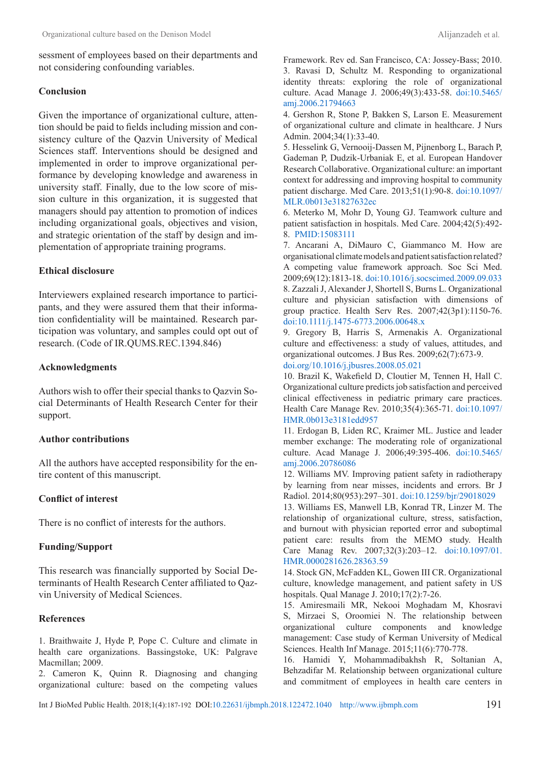sessment of employees based on their departments and not considering confounding variables.

## Conclusion

Given the importance of organizational culture, attention should be paid to fields including mission and consistency culture of the Qazvin University of Medical Sciences staff. Interventions should be designed and implemented in order to improve organizational performance by developing knowledge and awareness in university staff. Finally, due to the low score of mission culture in this organization, it is suggested that managers should pay attention to promotion of indices including organizational goals, objectives and vision, and strategic orientation of the staff by design and implementation of appropriate training programs.

## Ethical disclosure

Interviewers explained research importance to participants, and they were assured them that their information confidentiality will be maintained. Research participation was voluntary, and samples could opt out of research. (Code of IR.QUMS.REC.1394.846)

## Acknowledgments

Authors wish to offer their special thanks to Qazvin Social Determinants of Health Research Center for their support.

## Author contributions

All the authors have accepted responsibility for the entire content of this manuscript.

## Conflict of interest

There is no conflict of interests for the authors.

## Funding/Support

This research was financially supported by Social Determinants of Health Research Center affiliated to Qazvin University of Medical Sciences.

## References

1. Braithwaite J, Hyde P, Pope C. Culture and climate in health care organizations. Bassingstoke, UK: Palgrave Macmillan; 2009.
2. Cameron K, Quinn R. Diagnosing and changing organizational culture: based on the competing values Framework. Rev ed. San Francisco, CA: Jossey-Bass; 2010.
3. Ravasi D, Schultz M. Responding to organizational identity threats: exploring the role of organizational culture. Acad Manage J. 2006;49(3):433-58. doi:10.5465/amj.2006.21794663
4. Gershon R, Stone P, Bakken S, Larson E. Measurement of organizational culture and climate in healthcare. J Nurs Admin. 2004;34(1):33-40.
5. Hesselink G, Vernooij-Dassen M, Pijnenborg L, Barach P, Gademan P, Dudzik-Urbaniak E, et al. European Handover Research Collaborative. Organizational culture: an important context for addressing and improving hospital to community patient discharge. Med Care. 2013;51(1):90-8. doi:10.1097/MLR.0b013e31827632ec
6. Meterko M, Mohr D, Young GJ. Teamwork culture and patient satisfaction in hospitals. Med Care. 2004;42(5):492-8. PMID:15083111
7. Ancarani A, DiMauro C, Giammanco M. How are organisational climate models and patient satisfaction related? A competing value framework approach. Soc Sci Med. 2009;69(12):1813-18. doi:10.1016/j.socscimed.2009.09.033
8. Zazzali J, Alexander J, Shortell S, Burns L. Organizational culture and physician satisfaction with dimensions of group practice. Health Serv Res. 2007;42(3p1):1150-76. doi:10.1111/j.1475-6773.2006.00648.x
9. Gregory B, Harris S, Armenakis A. Organizational culture and effectiveness: a study of values, attitudes, and organizational outcomes. J Bus Res. 2009;62(7):673-9. doi.org/10.1016/j.jbusres.2008.05.021
10. Brazil K, Wakefield D, Cloutier M, Tennen H, Hall C. Organizational culture predicts job satisfaction and perceived clinical effectiveness in pediatric primary care practices. Health Care Manage Rev. 2010;35(4):365-71. doi:10.1097/HMR.0b013e3181edd957
11. Erdogan B, Liden RC, Kraimer ML. Justice and leader member exchange: The moderating role of organizational culture. Acad Manage J. 2006;49:395-406. doi:10.5465/amj.2006.20786086
12. Williams MV. Improving patient safety in radiotherapy by learning from near misses, incidents and errors. Br J Radiol. 2014;80(953):297–301. doi:10.1259/bjr/29018029
13. Williams ES, Manwell LB, Konrad TR, Linzer M. The relationship of organizational culture, stress, satisfaction, and burnout with physician reported error and suboptimal patient care: results from the MEMO study. Health Care Manag Rev. 2007;32(3):203–12. doi:10.1097/01.HMR.0000281626.28363.59
14. Stock GN, McFadden KL, Gowen III CR. Organizational culture, knowledge management, and patient safety in US hospitals. Qual Manage J. 2010;17(2):7-26.
15. Amiresmaili MR, Nekooi Moghadam M, Khosravi S, Mirzaei S, Oroomiei N. The relationship between organizational culture components and knowledge management: Case study of Kerman University of Medical Sciences. Health Inf Manage. 2015;11(6):770-778.
16. Hamidi Y, Mohammadibakhsh R, Soltanian A, Behzadifar M. Relationship between organizational culture and commitment of employees in health care centers in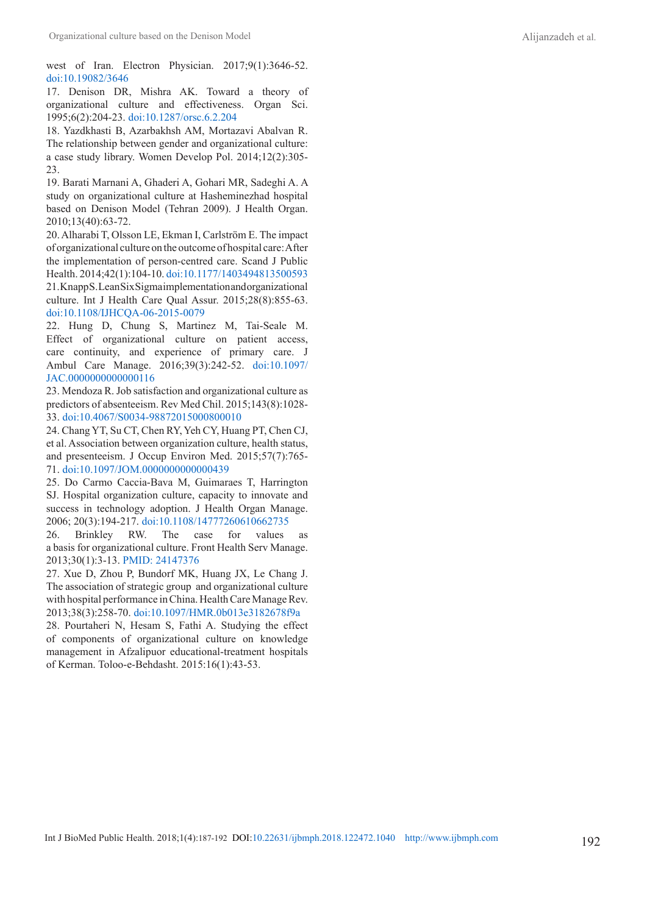west of Iran. Electron Physician. 2017;9(1):3646-52. doi:10.19082/3646

17. Denison DR, Mishra AK. Toward a theory of organizational culture and effectiveness. Organ Sci. 1995;6(2):204-23. doi:10.1287/orsc.6.2.204

18. Yazdkhasti B, Azarbakhsh AM, Mortazavi Abalvan R. The relationship between gender and organizational culture: a case study library. Women Develop Pol. 2014;12(2):305-23.

19. Barati Marnani A, Ghaderi A, Gohari MR, Sadeghi A. A study on organizational culture at Hasheminezhad hospital based on Denison Model (Tehran 2009). J Health Organ. 2010;13(40):63-72.

20. Alharabi T, Olsson LE, Ekman I, Carlström E. The impact of organizational culture on the outcome of hospital care: After the implementation of person-centred care. Scand J Public Health. 2014;42(1):104-10. doi:10.1177/1403494813500593

21. Knapp S. Lean Six Sigma implementation and organizational culture. Int J Health Care Qual Assur. 2015;28(8):855-63. doi:10.1108/IJHCQA-06-2015-0079

22. Hung D, Chung S, Martinez M, Tai-Seale M. Effect of organizational culture on patient access, care continuity, and experience of primary care. J Ambul Care Manage. 2016;39(3):242-52. doi:10.1097/JAC.0000000000000116

23. Mendoza R. Job satisfaction and organizational culture as predictors of absenteeism. Rev Med Chil. 2015;143(8):1028-33. doi:10.4067/S0034-98872015000800010

24. Chang YT, Su CT, Chen RY, Yeh CY, Huang PT, Chen CJ, et al. Association between organization culture, health status, and presenteeism. J Occup Environ Med. 2015;57(7):765-71. doi:10.1097/JOM.0000000000000439

25. Do Carmo Caccia-Bava M, Guimaraes T, Harrington SJ. Hospital organization culture, capacity to innovate and success in technology adoption. J Health Organ Manage. 2006; 20(3):194-217. doi:10.1108/14777260610662735

26. Brinkley RW. The case for values as a basis for organizational culture. Front Health Serv Manage. 2013;30(1):3-13. PMID: 24147376

27. Xue D, Zhou P, Bundorf MK, Huang JX, Le Chang J. The association of strategic group and organizational culture with hospital performance in China. Health Care Manage Rev. 2013;38(3):258-70. doi:10.1097/HMR.0b013e3182678f9a

28. Pourtaheri N, Hesam S, Fathi A. Studying the effect of components of organizational culture on knowledge management in Afzalipuor educational-treatment hospitals of Kerman. Toloo-e-Behdasht. 2015:16(1):43-53.